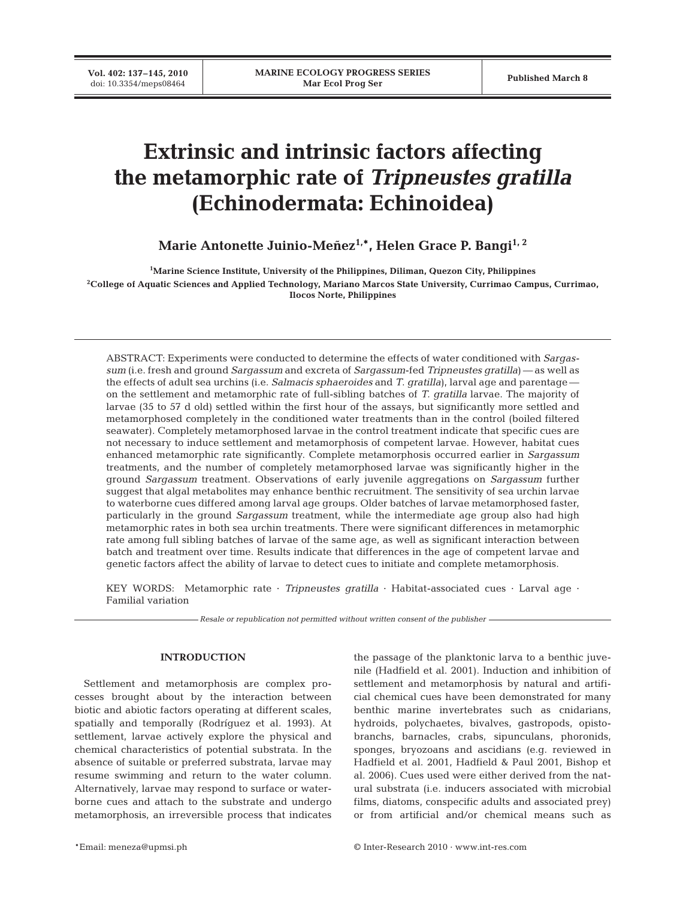# Extrinsic and intrinsic factors affecting the metamorphic rate of *Tripneustes gratilla* (Echinodermata: Echinoidea)

**Marie Antonette Juinio-Meñez[1,*], Helen Grace P. Bangi[1,2]**

[1]Marine Science Institute, University of the Philippines, Diliman, Quezon City, Philippines
[2]College of Aquatic Sciences and Applied Technology, Mariano Marcos State University, Currimao Campus, Currimao, Ilocos Norte, Philippines

ABSTRACT: Experiments were conducted to determine the effects of water conditioned with *Sargassum* (i.e. fresh and ground *Sargassum* and excreta of *Sargassum*-fed *Tripneustes gratilla*) — as well as the effects of adult sea urchins (i.e. *Salmacis sphaeroides* and *T. gratilla*), larval age and parentage — on the settlement and metamorphic rate of full-sibling batches of *T. gratilla* larvae. The majority of larvae (35 to 57 d old) settled within the first hour of the assays, but significantly more settled and metamorphosed completely in the conditioned water treatments than in the control (boiled filtered seawater). Completely metamorphosed larvae in the control treatment indicate that specific cues are not necessary to induce settlement and metamorphosis of competent larvae. However, habitat cues enhanced metamorphic rate significantly. Complete metamorphosis occurred earlier in *Sargassum* treatments, and the number of completely metamorphosed larvae was significantly higher in the ground *Sargassum* treatment. Observations of early juvenile aggregations on *Sargassum* further suggest that algal metabolites may enhance benthic recruitment. The sensitivity of sea urchin larvae to waterborne cues differed among larval age groups. Older batches of larvae metamorphosed faster, particularly in the ground *Sargassum* treatment, while the intermediate age group also had high metamorphic rates in both sea urchin treatments. There were significant differences in metamorphic rate among full sibling batches of larvae of the same age, as well as significant interaction between batch and treatment over time. Results indicate that differences in the age of competent larvae and genetic factors affect the ability of larvae to detect cues to initiate and complete metamorphosis.

KEY WORDS: Metamorphic rate · *Tripneustes gratilla* · Habitat-associated cues · Larval age · Familial variation

*Resale or republication not permitted without written consent of the publisher*

## INTRODUCTION

Settlement and metamorphosis are complex processes brought about by the interaction between biotic and abiotic factors operating at different scales, spatially and temporally (Rodríguez et al. 1993). At settlement, larvae actively explore the physical and chemical characteristics of potential substrata. In the absence of suitable or preferred substrata, larvae may resume swimming and return to the water column. Alternatively, larvae may respond to surface or waterborne cues and attach to the substrate and undergo metamorphosis, an irreversible process that indicates the passage of the planktonic larva to a benthic juvenile (Hadfield et al. 2001). Induction and inhibition of settlement and metamorphosis by natural and artificial chemical cues have been demonstrated for many benthic marine invertebrates such as cnidarians, hydroids, polychaetes, bivalves, gastropods, opistobranchs, barnacles, crabs, sipunculans, phoronids, sponges, bryozoans and ascidians (e.g. reviewed in Hadfield et al. 2001, Hadfield & Paul 2001, Bishop et al. 2006). Cues used were either derived from the natural substrata (i.e. inducers associated with microbial films, diatoms, conspecific adults and associated prey) or from artificial and/or chemical means such as

*Email: meneza@upmsi.ph

© Inter-Research 2010 · www.int-res.com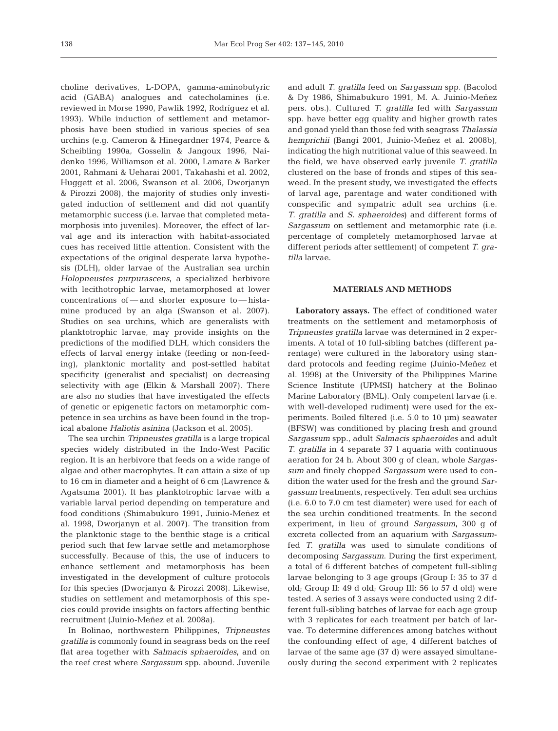choline derivatives, L-DOPA, gamma-aminobutyric acid (GABA) analogues and catecholamines (i.e. reviewed in Morse 1990, Pawlik 1992, Rodríguez et al. 1993). While induction of settlement and metamorphosis have been studied in various species of sea urchins (e.g. Cameron & Hinegardner 1974, Pearce & Scheibling 1990a, Gosselin & Jangoux 1996, Naidenko 1996, Williamson et al. 2000, Lamare & Barker 2001, Rahmani & Ueharai 2001, Takahashi et al. 2002, Huggett et al. 2006, Swanson et al. 2006, Dworjanyn & Pirozzi 2008), the majority of studies only investigated induction of settlement and did not quantify metamorphic success (i.e. larvae that completed metamorphosis into juveniles). Moreover, the effect of larval age and its interaction with habitat-associated cues has received little attention. Consistent with the expectations of the original desperate larva hypothesis (DLH), older larvae of the Australian sea urchin *Holopneustes purpurascens*, a specialized herbivore with lecithotrophic larvae, metamorphosed at lower concentrations of — and shorter exposure to — histamine produced by an alga (Swanson et al. 2007). Studies on sea urchins, which are generalists with planktotrophic larvae, may provide insights on the predictions of the modified DLH, which considers the effects of larval energy intake (feeding or non-feeding), planktonic mortality and post-settled habitat specificity (generalist and specialist) on decreasing selectivity with age (Elkin & Marshall 2007). There are also no studies that have investigated the effects of genetic or epigenetic factors on metamorphic competence in sea urchins as have been found in the tropical abalone *Haliotis asinina* (Jackson et al. 2005).

The sea urchin *Tripneustes gratilla* is a large tropical species widely distributed in the Indo-West Pacific region. It is an herbivore that feeds on a wide range of algae and other macrophytes. It can attain a size of up to 16 cm in diameter and a height of 6 cm (Lawrence & Agatsuma 2001). It has planktotrophic larvae with a variable larval period depending on temperature and food conditions (Shimabukuro 1991, Juinio-Meñez et al. 1998, Dworjanyn et al. 2007). The transition from the planktonic stage to the benthic stage is a critical period such that few larvae settle and metamorphose successfully. Because of this, the use of inducers to enhance settlement and metamorphosis has been investigated in the development of culture protocols for this species (Dworjanyn & Pirozzi 2008). Likewise, studies on settlement and metamorphosis of this species could provide insights on factors affecting benthic recruitment (Juinio-Meñez et al. 2008a).

In Bolinao, northwestern Philippines, *Tripneustes gratilla* is commonly found in seagrass beds on the reef flat area together with *Salmacis sphaeroides*, and on the reef crest where *Sargassum* spp. abound. Juvenile and adult *T. gratilla* feed on *Sargassum* spp. (Bacolod & Dy 1986, Shimabukuro 1991, M. A. Juinio-Meñez pers. obs.). Cultured *T. gratilla* fed with *Sargassum* spp. have better egg quality and higher growth rates and gonad yield than those fed with seagrass *Thalassia hemprichii* (Bangi 2001, Juinio-Meñez et al. 2008b), indicating the high nutritional value of this seaweed. In the field, we have observed early juvenile *T. gratilla* clustered on the base of fronds and stipes of this seaweed. In the present study, we investigated the effects of larval age, parentage and water conditioned with conspecific and sympatric adult sea urchins (i.e. *T. gratilla* and *S. sphaeroides*) and different forms of *Sargassum* on settlement and metamorphic rate (i.e. percentage of completely metamorphosed larvae at different periods after settlement) of competent *T. gratilla* larvae.

## MATERIALS AND METHODS

**Laboratory assays.** The effect of conditioned water treatments on the settlement and metamorphosis of *Tripneustes gratilla* larvae was determined in 2 experiments. A total of 10 full-sibling batches (different parentage) were cultured in the laboratory using standard protocols and feeding regime (Juinio-Meñez et al. 1998) at the University of the Philippines Marine Science Institute (UPMSI) hatchery at the Bolinao Marine Laboratory (BML). Only competent larvae (i.e. with well-developed rudiment) were used for the experiments. Boiled filtered (i.e. 5.0 to 10 µm) seawater (BFSW) was conditioned by placing fresh and ground *Sargassum* spp., adult *Salmacis sphaeroides* and adult *T. gratilla* in 4 separate 37 l aquaria with continuous aeration for 24 h. About 300 g of clean, whole *Sargassum* and finely chopped *Sargassum* were used to condition the water used for the fresh and the ground *Sargassum* treatments, respectively. Ten adult sea urchins (i.e. 6.0 to 7.0 cm test diameter) were used for each of the sea urchin conditioned treatments. In the second experiment, in lieu of ground *Sargassum*, 300 g of excreta collected from an aquarium with *Sargassum*-fed *T. gratilla* was used to simulate conditions of decomposing *Sargassum*. During the first experiment, a total of 6 different batches of competent full-sibling larvae belonging to 3 age groups (Group I: 35 to 37 d old; Group II: 49 d old; Group III: 56 to 57 d old) were tested. A series of 3 assays were conducted using 2 different full-sibling batches of larvae for each age group with 3 replicates for each treatment per batch of larvae. To determine differences among batches without the confounding effect of age, 4 different batches of larvae of the same age (37 d) were assayed simultaneously during the second experiment with 2 replicates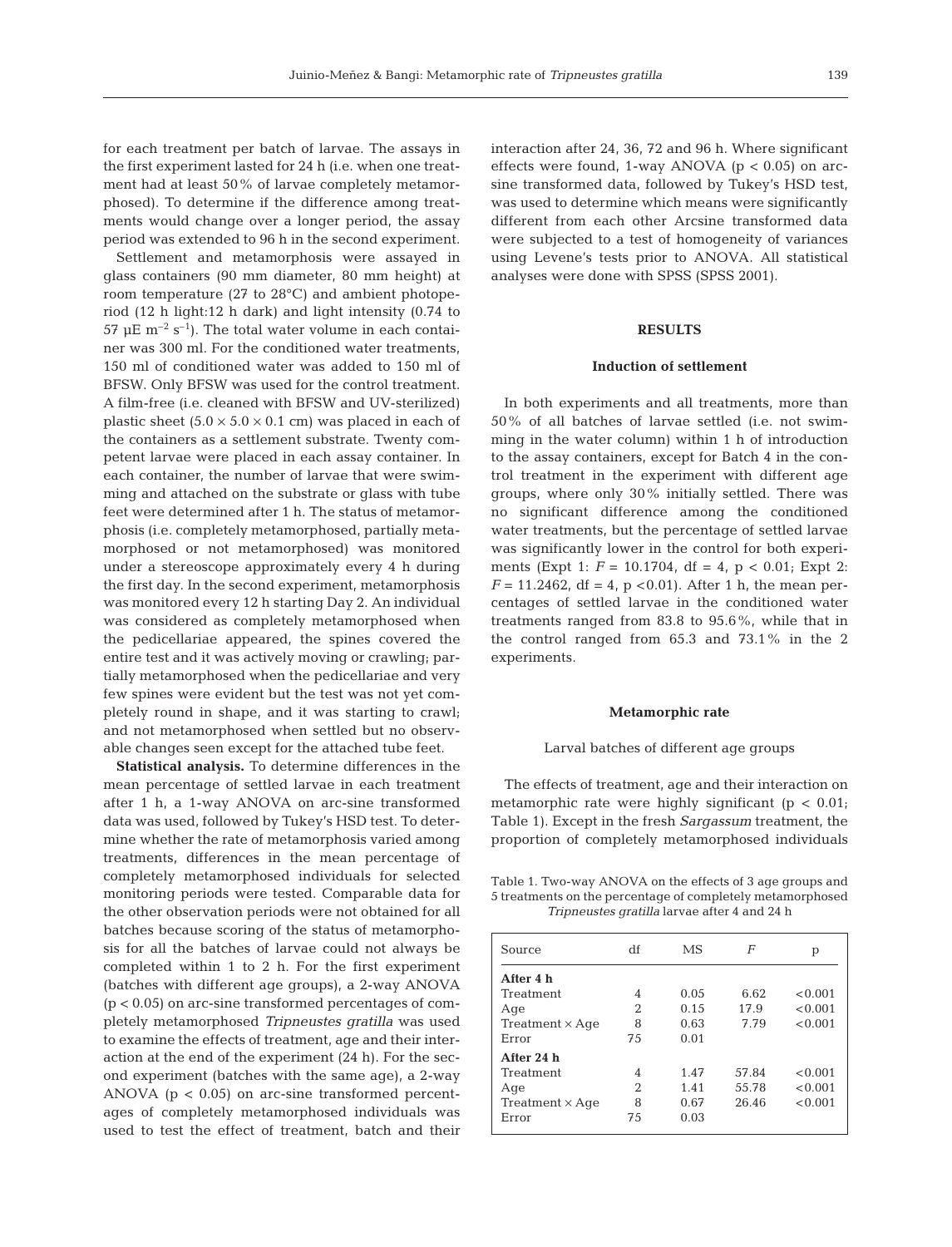for each treatment per batch of larvae. The assays in the first experiment lasted for 24 h (i.e. when one treatment had at least 50% of larvae completely metamorphosed). To determine if the difference among treatments would change over a longer period, the assay period was extended to 96 h in the second experiment.

Settlement and metamorphosis were assayed in glass containers (90 mm diameter, 80 mm height) at room temperature (27 to 28°C) and ambient photoperiod (12 h light:12 h dark) and light intensity (0.74 to 57 µE $m^{-2}$ $s^{-1}$). The total water volume in each container was 300 ml. For the conditioned water treatments, 150 ml of conditioned water was added to 150 ml of BFSW. Only BFSW was used for the control treatment. A film-free (i.e. cleaned with BFSW and UV-sterilized) plastic sheet (5.0 × 5.0 × 0.1 cm) was placed in each of the containers as a settlement substrate. Twenty competent larvae were placed in each assay container. In each container, the number of larvae that were swimming and attached on the substrate or glass with tube feet were determined after 1 h. The status of metamorphosis (i.e. completely metamorphosed, partially metamorphosed or not metamorphosed) was monitored under a stereoscope approximately every 4 h during the first day. In the second experiment, metamorphosis was monitored every 12 h starting Day 2. An individual was considered as completely metamorphosed when the pedicellariae appeared, the spines covered the entire test and it was actively moving or crawling; partially metamorphosed when the pedicellariae and very few spines were evident but the test was not yet completely round in shape, and it was starting to crawl; and not metamorphosed when settled but no observable changes seen except for the attached tube feet.

**Statistical analysis.** To determine differences in the mean percentage of settled larvae in each treatment after 1 h, a 1-way ANOVA on arc-sine transformed data was used, followed by Tukey's HSD test. To determine whether the rate of metamorphosis varied among treatments, differences in the mean percentage of completely metamorphosed individuals for selected monitoring periods were tested. Comparable data for the other observation periods were not obtained for all batches because scoring of the status of metamorphosis for all the batches of larvae could not always be completed within 1 to 2 h. For the first experiment (batches with different age groups), a 2-way ANOVA ($p < 0.05$) on arc-sine transformed percentages of completely metamorphosed *Tripneustes gratilla* was used to examine the effects of treatment, age and their interaction at the end of the experiment (24 h). For the second experiment (batches with the same age), a 2-way ANOVA ($p < 0.05$) on arc-sine transformed percentages of completely metamorphosed individuals was used to test the effect of treatment, batch and their interaction after 24, 36, 72 and 96 h. Where significant effects were found, 1-way ANOVA ($p < 0.05$) on arcsine transformed data, followed by Tukey's HSD test, was used to determine which means were significantly different from each other Arcsine transformed data were subjected to a test of homogeneity of variances using Levene's tests prior to ANOVA. All statistical analyses were done with SPSS (SPSS 2001).

## RESULTS

### Induction of settlement

In both experiments and all treatments, more than 50% of all batches of larvae settled (i.e. not swimming in the water column) within 1 h of introduction to the assay containers, except for Batch 4 in the control treatment in the experiment with different age groups, where only 30% initially settled. There was no significant difference among the conditioned water treatments, but the percentage of settled larvae was significantly lower in the control for both experiments (Expt 1: $F = 10.1704$, df = 4, $p < 0.01$; Expt 2: $F = 11.2462$, df = 4, $p < 0.01$). After 1 h, the mean percentages of settled larvae in the conditioned water treatments ranged from 83.8 to 95.6%, while that in the control ranged from 65.3 and 73.1% in the 2 experiments.

### Metamorphic rate

#### Larval batches of different age groups

The effects of treatment, age and their interaction on metamorphic rate were highly significant ($p < 0.01$; Table 1). Except in the fresh *Sargassum* treatment, the proportion of completely metamorphosed individuals

Table 1. Two-way ANOVA on the effects of 3 age groups and 5 treatments on the percentage of completely metamorphosed *Tripneustes gratilla* larvae after 4 and 24 h

| Source | df | MS | *F* | p |
|---|---|---|---|---|
| **After 4 h** | | | | |
| Treatment | 4 | 0.05 | 6.62 | <0.001 |
| Age | 2 | 0.15 | 17.9 | <0.001 |
| Treatment × Age | 8 | 0.63 | 7.79 | <0.001 |
| Error | 75 | 0.01 | | |
| **After 24 h** | | | | |
| Treatment | 4 | 1.47 | 57.84 | <0.001 |
| Age | 2 | 1.41 | 55.78 | <0.001 |
| Treatment × Age | 8 | 0.67 | 26.46 | <0.001 |
| Error | 75 | 0.03 | | |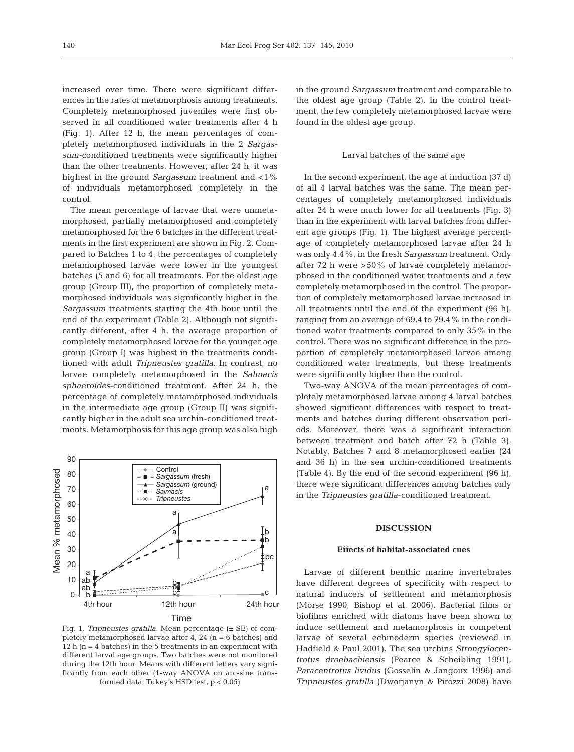increased over time. There were significant differences in the rates of metamorphosis among treatments. Completely metamorphosed juveniles were first observed in all conditioned water treatments after 4 h (Fig. 1). After 12 h, the mean percentages of completely metamorphosed individuals in the 2 *Sargassum*-conditioned treatments were significantly higher than the other treatments. However, after 24 h, it was highest in the ground *Sargassum* treatment and <1% of individuals metamorphosed completely in the control.

The mean percentage of larvae that were unmetamorphosed, partially metamorphosed and completely metamorphosed for the 6 batches in the different treatments in the first experiment are shown in Fig. 2. Compared to Batches 1 to 4, the percentages of completely metamorphosed larvae were lower in the youngest batches (5 and 6) for all treatments. For the oldest age group (Group III), the proportion of completely metamorphosed individuals was significantly higher in the *Sargassum* treatments starting the 4th hour until the end of the experiment (Table 2). Although not significantly different, after 4 h, the average proportion of completely metamorphosed larvae for the younger age group (Group I) was highest in the treatments conditioned with adult *Tripneustes gratilla*. In contrast, no larvae completely metamorphosed in the *Salmacis sphaeroides*-conditioned treatment. After 24 h, the percentage of completely metamorphosed individuals in the intermediate age group (Group II) was significantly higher in the adult sea urchin-conditioned treatments. Metamorphosis for this age group was also high

Fig. 1. *Tripneustes gratilla*. Mean percentage (± SE) of completely metamorphosed larvae after 4, 24 (n = 6 batches) and 12 h (n = 4 batches) in the 5 treatments in an experiment with different larval age groups. Two batches were not monitored during the 12th hour. Means with different letters vary significantly from each other (1-way ANOVA on arc-sine transformed data, Tukey's HSD test, $p < 0.05$)

in the ground *Sargassum* treatment and comparable to the oldest age group (Table 2). In the control treatment, the few completely metamorphosed larvae were found in the oldest age group.

### Larval batches of the same age

In the second experiment, the age at induction (37 d) of all 4 larval batches was the same. The mean percentages of completely metamorphosed individuals after 24 h were much lower for all treatments (Fig. 3) than in the experiment with larval batches from different age groups (Fig. 1). The highest average percentage of completely metamorphosed larvae after 24 h was only 4.4%, in the fresh *Sargassum* treatment. Only after 72 h were >50% of larvae completely metamorphosed in the conditioned water treatments and a few completely metamorphosed in the control. The proportion of completely metamorphosed larvae increased in all treatments until the end of the experiment (96 h), ranging from an average of 69.4 to 79.4% in the conditioned water treatments compared to only 35% in the control. There was no significant difference in the proportion of completely metamorphosed larvae among conditioned water treatments, but these treatments were significantly higher than the control.

Two-way ANOVA of the mean percentages of completely metamorphosed larvae among 4 larval batches showed significant differences with respect to treatments and batches during different observation periods. Moreover, there was a significant interaction between treatment and batch after 72 h (Table 3). Notably, Batches 7 and 8 metamorphosed earlier (24 and 36 h) in the sea urchin-conditioned treatments (Table 4). By the end of the second experiment (96 h), there were significant differences among batches only in the *Tripneustes gratilla*-conditioned treatment.

## DISCUSSION

### Effects of habitat-associated cues

Larvae of different benthic marine invertebrates have different degrees of specificity with respect to natural inducers of settlement and metamorphosis (Morse 1990, Bishop et al. 2006). Bacterial films or biofilms enriched with diatoms have been shown to induce settlement and metamorphosis in competent larvae of several echinoderm species (reviewed in Hadfield & Paul 2001). The sea urchins *Strongylocentrotus droebachiensis* (Pearce & Scheibling 1991), *Paracentrotus lividus* (Gosselin & Jangoux 1996) and *Tripneustes gratilla* (Dworjanyn & Pirozzi 2008) have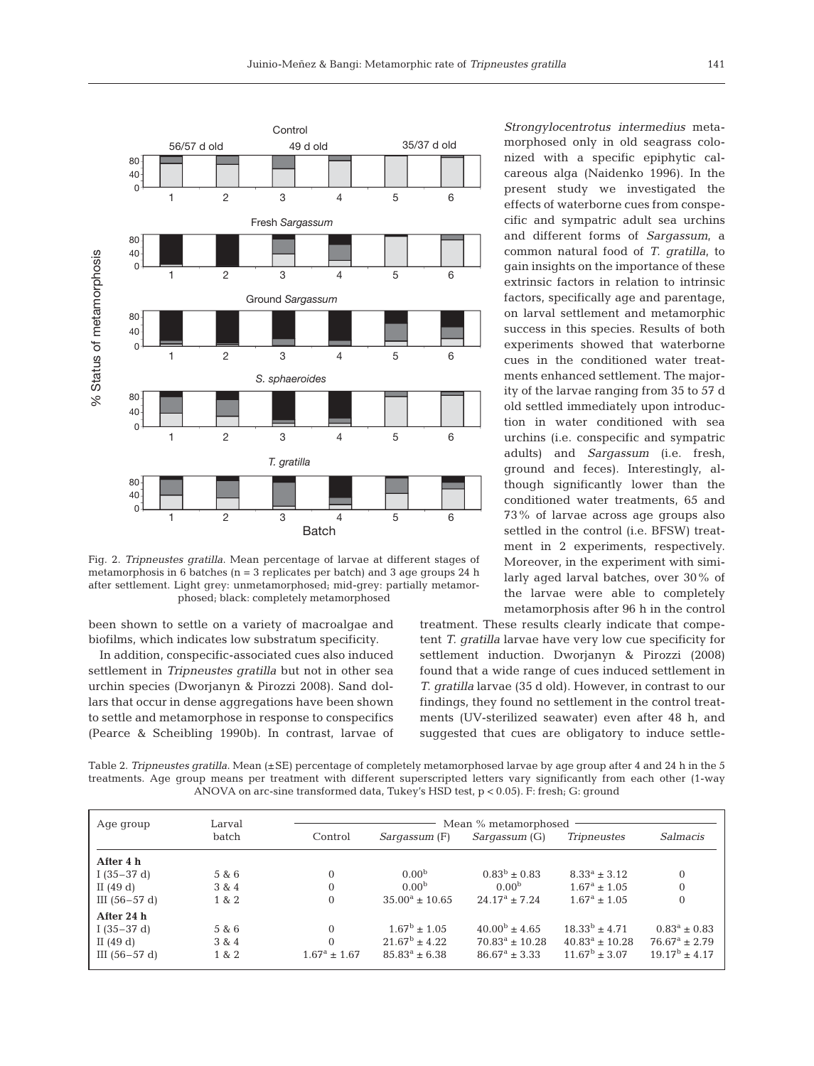Fig. 2. *Tripneustes gratilla*. Mean percentage of larvae at different stages of metamorphosis in 6 batches (n = 3 replicates per batch) and 3 age groups 24 h after settlement. Light grey: unmetamorphosed; mid-grey: partially metamorphosed; black: completely metamorphosed

been shown to settle on a variety of macroalgae and biofilms, which indicates low substratum specificity.

In addition, conspecific-associated cues also induced settlement in *Tripneustes gratilla* but not in other sea urchin species (Dworjanyn & Pirozzi 2008). Sand dollars that occur in dense aggregations have been shown to settle and metamorphose in response to conspecifics (Pearce & Scheibling 1990b). In contrast, larvae of *Strongylocentrotus intermedius* metamorphosed only in old seagrass colonized with a specific epiphytic calcareous alga (Naidenko 1996). In the present study we investigated the effects of waterborne cues from conspecific and sympatric adult sea urchins and different forms of *Sargassum*, a common natural food of *T. gratilla*, to gain insights on the importance of these extrinsic factors in relation to intrinsic factors, specifically age and parentage, on larval settlement and metamorphic success in this species. Results of both experiments showed that waterborne cues in the conditioned water treatments enhanced settlement. The majority of the larvae ranging from 35 to 57 d old settled immediately upon introduction in water conditioned with sea urchins (i.e. conspecific and sympatric adults) and *Sargassum* (i.e. fresh, ground and feces). Interestingly, although significantly lower than the conditioned water treatments, 65 and 73% of larvae across age groups also settled in the control (i.e. BFSW) treatment in 2 experiments, respectively. Moreover, in the experiment with similarly aged larval batches, over 30% of the larvae were able to completely metamorphosis after 96 h in the control treatment. These results clearly indicate that competent *T. gratilla* larvae have very low cue specificity for settlement induction. Dworjanyn & Pirozzi (2008) found that a wide range of cues induced settlement in *T. gratilla* larvae (35 d old). However, in contrast to our findings, they found no settlement in the control treatments (UV-sterilized seawater) even after 48 h, and suggested that cues are obligatory to induce settle-

Table 2. *Tripneustes gratilla*. Mean (±SE) percentage of completely metamorphosed larvae by age group after 4 and 24 h in the 5 treatments. Age group means per treatment with different superscripted letters vary significantly from each other (1-way ANOVA on arc-sine transformed data, Tukey's HSD test, p < 0.05). F: fresh; G: ground

| Age group | Larval batch | Mean % metamorphosed | | | | |
|---|---|---|---|---|---|---|
| | | Control | *Sargassum* (F) | *Sargassum* (G) | *Tripneustes* | *Salmacis* |
| **After 4 h** | | | | | | |
| I (35–37 d) | 5 & 6 | 0 | $0.00^b$ | $0.83^b \pm 0.83$ | $8.33^a \pm 3.12$ | 0 |
| II (49 d) | 3 & 4 | 0 | $0.00^b$ | $0.00^b$ | $1.67^a \pm 1.05$ | 0 |
| III (56–57 d) | 1 & 2 | 0 | $35.00^a \pm 10.65$ | $24.17^a \pm 7.24$ | $1.67^a \pm 1.05$ | 0 |
| **After 24 h** | | | | | | |
| I (35–37 d) | 5 & 6 | 0 | $1.67^b \pm 1.05$ | $40.00^b \pm 4.65$ | $18.33^b \pm 4.71$ | $0.83^a \pm 0.83$ |
| II (49 d) | 3 & 4 | 0 | $21.67^b \pm 4.22$ | $70.83^a \pm 10.28$ | $40.83^a \pm 10.28$ | $76.67^a \pm 2.79$ |
| III (56–57 d) | 1 & 2 | $1.67^a \pm 1.67$ | $85.83^a \pm 6.38$ | $86.67^a \pm 3.33$ | $11.67^b \pm 3.07$ | $19.17^b \pm 4.17$ |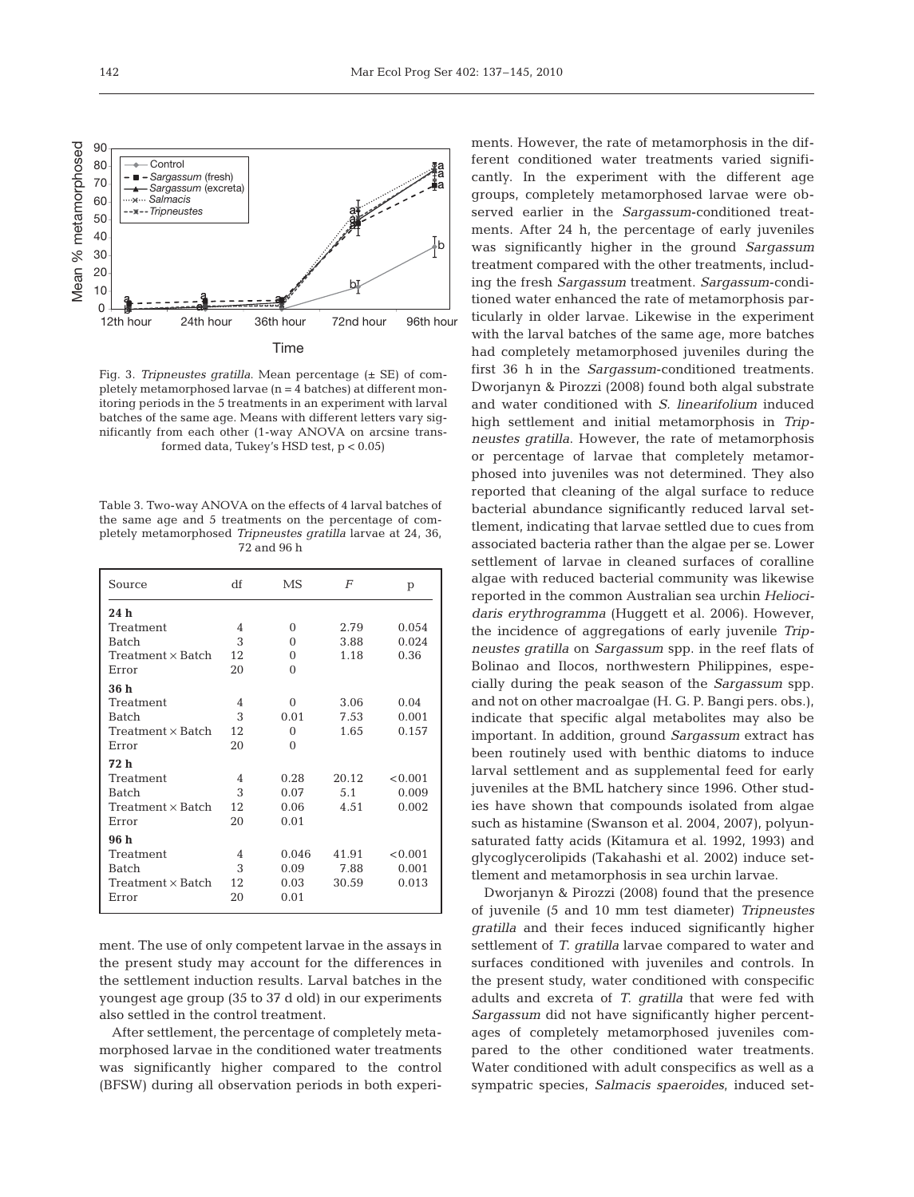Fig. 3. *Tripneustes gratilla.* Mean percentage (± SE) of completely metamorphosed larvae (n = 4 batches) at different monitoring periods in the 5 treatments in an experiment with larval batches of the same age. Means with different letters vary significantly from each other (1-way ANOVA on arcsine transformed data, Tukey's HSD test, $p < 0.05$)

Table 3. Two-way ANOVA on the effects of 4 larval batches of the same age and 5 treatments on the percentage of completely metamorphosed *Tripneustes gratilla* larvae at 24, 36, 72 and 96 h

| Source | df | MS | $F$ | p |
|---|---|---|---|---|
| **24 h** | | | | |
| Treatment | 4 | 0 | 2.79 | 0.054 |
| Batch | 3 | 0 | 3.88 | 0.024 |
| Treatment × Batch | 12 | 0 | 1.18 | 0.36 |
| Error | 20 | 0 | | |
| **36 h** | | | | |
| Treatment | 4 | 0 | 3.06 | 0.04 |
| Batch | 3 | 0.01 | 7.53 | 0.001 |
| Treatment × Batch | 12 | 0 | 1.65 | 0.157 |
| Error | 20 | 0 | | |
| **72 h** | | | | |
| Treatment | 4 | 0.28 | 20.12 | <0.001 |
| Batch | 3 | 0.07 | 5.1 | 0.009 |
| Treatment × Batch | 12 | 0.06 | 4.51 | 0.002 |
| Error | 20 | 0.01 | | |
| **96 h** | | | | |
| Treatment | 4 | 0.046 | 41.91 | <0.001 |
| Batch | 3 | 0.09 | 7.88 | 0.001 |
| Treatment × Batch | 12 | 0.03 | 30.59 | 0.013 |
| Error | 20 | 0.01 | | |

ment. The use of only competent larvae in the assays in the present study may account for the differences in the settlement induction results. Larval batches in the youngest age group (35 to 37 d old) in our experiments also settled in the control treatment.

After settlement, the percentage of completely metamorphosed larvae in the conditioned water treatments was significantly higher compared to the control (BFSW) during all observation periods in both experiments. However, the rate of metamorphosis in the different conditioned water treatments varied significantly. In the experiment with the different age groups, completely metamorphosed larvae were observed earlier in the *Sargassum*-conditioned treatments. After 24 h, the percentage of early juveniles was significantly higher in the ground *Sargassum* treatment compared with the other treatments, including the fresh *Sargassum* treatment. *Sargassum*-conditioned water enhanced the rate of metamorphosis particularly in older larvae. Likewise in the experiment with the larval batches of the same age, more batches had completely metamorphosed juveniles during the first 36 h in the *Sargassum*-conditioned treatments. Dworjanyn & Pirozzi (2008) found both algal substrate and water conditioned with *S. linearifolium* induced high settlement and initial metamorphosis in *Tripneustes gratilla*. However, the rate of metamorphosis or percentage of larvae that completely metamorphosed into juveniles was not determined. They also reported that cleaning of the algal surface to reduce bacterial abundance significantly reduced larval settlement, indicating that larvae settled due to cues from associated bacteria rather than the algae per se. Lower settlement of larvae in cleaned surfaces of coralline algae with reduced bacterial community was likewise reported in the common Australian sea urchin *Heliocidaris erythrogramma* (Huggett et al. 2006). However, the incidence of aggregations of early juvenile *Tripneustes gratilla* on *Sargassum* spp. in the reef flats of Bolinao and Ilocos, northwestern Philippines, especially during the peak season of the *Sargassum* spp. and not on other macroalgae (H. G. P. Bangi pers. obs.), indicate that specific algal metabolites may also be important. In addition, ground *Sargassum* extract has been routinely used with benthic diatoms to induce larval settlement and as supplemental feed for early juveniles at the BML hatchery since 1996. Other studies have shown that compounds isolated from algae such as histamine (Swanson et al. 2004, 2007), polyunsaturated fatty acids (Kitamura et al. 1992, 1993) and glycoglycerolipids (Takahashi et al. 2002) induce settlement and metamorphosis in sea urchin larvae.

Dworjanyn & Pirozzi (2008) found that the presence of juvenile (5 and 10 mm test diameter) *Tripneustes gratilla* and their feces induced significantly higher settlement of *T. gratilla* larvae compared to water and surfaces conditioned with juveniles and controls. In the present study, water conditioned with conspecific adults and excreta of *T. gratilla* that were fed with *Sargassum* did not have significantly higher percentages of completely metamorphosed juveniles compared to the other conditioned water treatments. Water conditioned with adult conspecifics as well as a sympatric species, *Salmacis spaeroides*, induced set-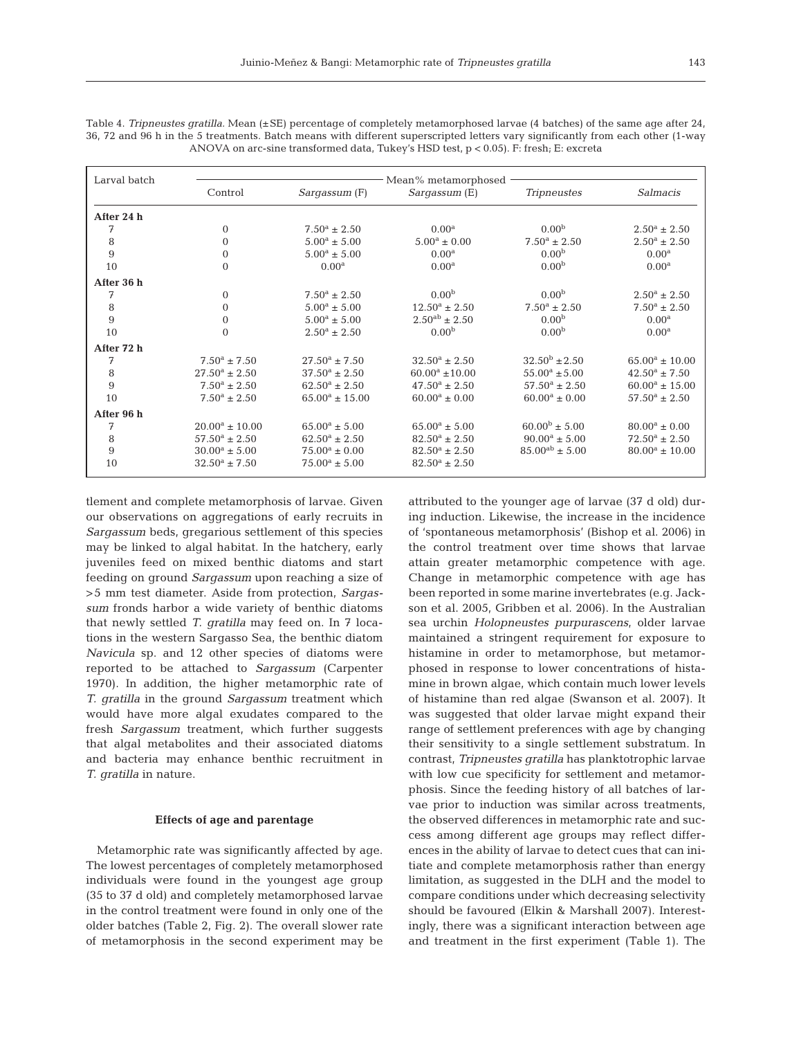Table 4. *Tripneustes gratilla*. Mean (±SE) percentage of completely metamorphosed larvae (4 batches) of the same age after 24, 36, 72 and 96 h in the 5 treatments. Batch means with different superscripted letters vary significantly from each other (1-way ANOVA on arc-sine transformed data, Tukey's HSD test, $p < 0.05$). F: fresh; E: excreta

| Larval batch | Mean% metamorphosed | | | | |
|---|---|---|---|---|---|
| | Control | *Sargassum* (F) | *Sargassum* (E) | *Tripneustes* | *Salmacis* |
| **After 24 h** | | | | | |
| 7 | 0 | $7.50^a \pm 2.50$ | $0.00^a$ | $0.00^b$ | $2.50^a \pm 2.50$ |
| 8 | 0 | $5.00^a \pm 5.00$ | $5.00^a \pm 0.00$ | $7.50^a \pm 2.50$ | $2.50^a \pm 2.50$ |
| 9 | 0 | $5.00^a \pm 5.00$ | $0.00^a$ | $0.00^b$ | $0.00^a$ |
| 10 | 0 | $0.00^a$ | $0.00^a$ | $0.00^b$ | $0.00^a$ |
| **After 36 h** | | | | | |
| 7 | 0 | $7.50^a \pm 2.50$ | $0.00^b$ | $0.00^b$ | $2.50^a \pm 2.50$ |
| 8 | 0 | $5.00^a \pm 5.00$ | $12.50^a \pm 2.50$ | $7.50^a \pm 2.50$ | $7.50^a \pm 2.50$ |
| 9 | 0 | $5.00^a \pm 5.00$ | $2.50^{ab} \pm 2.50$ | $0.00^b$ | $0.00^a$ |
| 10 | 0 | $2.50^a \pm 2.50$ | $0.00^b$ | $0.00^b$ | $0.00^a$ |
| **After 72 h** | | | | | |
| 7 | $7.50^a \pm 7.50$ | $27.50^a \pm 7.50$ | $32.50^a \pm 2.50$ | $32.50^b \pm 2.50$ | $65.00^a \pm 10.00$ |
| 8 | $27.50^a \pm 2.50$ | $37.50^a \pm 2.50$ | $60.00^a \pm 10.00$ | $55.00^a \pm 5.00$ | $42.50^a \pm 7.50$ |
| 9 | $7.50^a \pm 2.50$ | $62.50^a \pm 2.50$ | $47.50^a \pm 2.50$ | $57.50^a \pm 2.50$ | $60.00^a \pm 15.00$ |
| 10 | $7.50^a \pm 2.50$ | $65.00^a \pm 15.00$ | $60.00^a \pm 0.00$ | $60.00^a \pm 0.00$ | $57.50^a \pm 2.50$ |
| **After 96 h** | | | | | |
| 7 | $20.00^a \pm 10.00$ | $65.00^a \pm 5.00$ | $65.00^a \pm 5.00$ | $60.00^b \pm 5.00$ | $80.00^a \pm 0.00$ |
| 8 | $57.50^a \pm 2.50$ | $62.50^a \pm 2.50$ | $82.50^a \pm 2.50$ | $90.00^a \pm 5.00$ | $72.50^a \pm 2.50$ |
| 9 | $30.00^a \pm 5.00$ | $75.00^a \pm 0.00$ | $82.50^a \pm 2.50$ | $85.00^{ab} \pm 5.00$ | $80.00^a \pm 10.00$ |
| 10 | $32.50^a \pm 7.50$ | $75.00^a \pm 5.00$ | $82.50^a \pm 2.50$ | | |

tlement and complete metamorphosis of larvae. Given our observations on aggregations of early recruits in *Sargassum* beds, gregarious settlement of this species may be linked to algal habitat. In the hatchery, early juveniles feed on mixed benthic diatoms and start feeding on ground *Sargassum* upon reaching a size of >5 mm test diameter. Aside from protection, *Sargassum* fronds harbor a wide variety of benthic diatoms that newly settled *T. gratilla* may feed on. In 7 locations in the western Sargasso Sea, the benthic diatom *Navicula* sp. and 12 other species of diatoms were reported to be attached to *Sargassum* (Carpenter 1970). In addition, the higher metamorphic rate of *T. gratilla* in the ground *Sargassum* treatment which would have more algal exudates compared to the fresh *Sargassum* treatment, which further suggests that algal metabolites and their associated diatoms and bacteria may enhance benthic recruitment in *T. gratilla* in nature.

### Effects of age and parentage

Metamorphic rate was significantly affected by age. The lowest percentages of completely metamorphosed individuals were found in the youngest age group (35 to 37 d old) and completely metamorphosed larvae in the control treatment were found in only one of the older batches (Table 2, Fig. 2). The overall slower rate of metamorphosis in the second experiment may be attributed to the younger age of larvae (37 d old) during induction. Likewise, the increase in the incidence of 'spontaneous metamorphosis' (Bishop et al. 2006) in the control treatment over time shows that larvae attain greater metamorphic competence with age. Change in metamorphic competence with age has been reported in some marine invertebrates (e.g. Jackson et al. 2005, Gribben et al. 2006). In the Australian sea urchin *Holopneustes purpurascens*, older larvae maintained a stringent requirement for exposure to histamine in order to metamorphose, but metamorphosed in response to lower concentrations of histamine in brown algae, which contain much lower levels of histamine than red algae (Swanson et al. 2007). It was suggested that older larvae might expand their range of settlement preferences with age by changing their sensitivity to a single settlement substratum. In contrast, *Tripneustes gratilla* has planktotrophic larvae with low cue specificity for settlement and metamorphosis. Since the feeding history of all batches of larvae prior to induction was similar across treatments, the observed differences in metamorphic rate and success among different age groups may reflect differences in the ability of larvae to detect cues that can initiate and complete metamorphosis rather than energy limitation, as suggested in the DLH and the model to compare conditions under which decreasing selectivity should be favoured (Elkin & Marshall 2007). Interestingly, there was a significant interaction between age and treatment in the first experiment (Table 1). The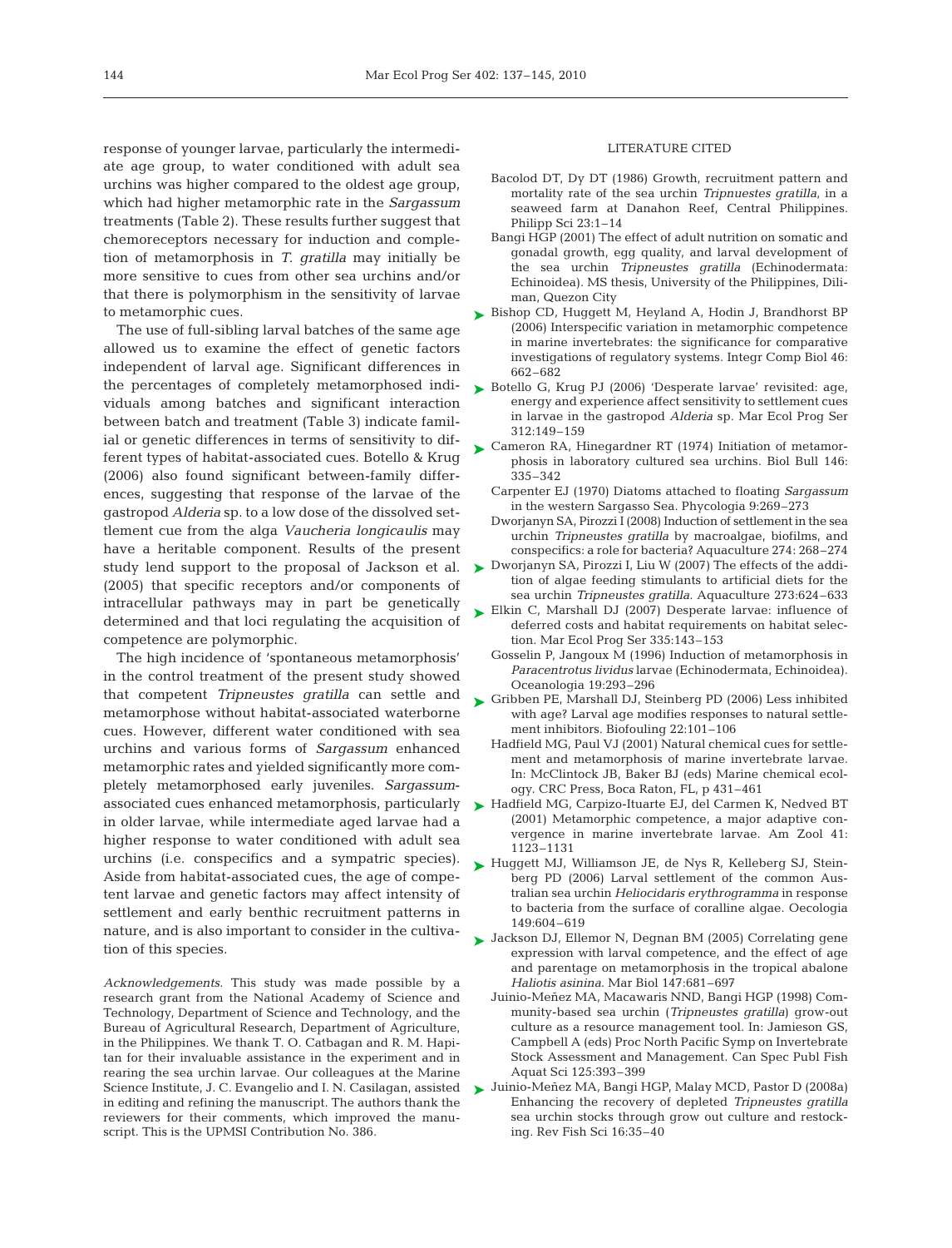response of younger larvae, particularly the intermediate age group, to water conditioned with adult sea urchins was higher compared to the oldest age group, which had higher metamorphic rate in the *Sargassum* treatments (Table 2). These results further suggest that chemoreceptors necessary for induction and completion of metamorphosis in *T. gratilla* may initially be more sensitive to cues from other sea urchins and/or that there is polymorphism in the sensitivity of larvae to metamorphic cues.

The use of full-sibling larval batches of the same age allowed us to examine the effect of genetic factors independent of larval age. Significant differences in the percentages of completely metamorphosed individuals among batches and significant interaction between batch and treatment (Table 3) indicate familial or genetic differences in terms of sensitivity to different types of habitat-associated cues. Botello & Krug (2006) also found significant between-family differences, suggesting that response of the larvae of the gastropod *Alderia* sp. to a low dose of the dissolved settlement cue from the alga *Vaucheria longicaulis* may have a heritable component. Results of the present study lend support to the proposal of Jackson et al. (2005) that specific receptors and/or components of intracellular pathways may in part be genetically determined and that loci regulating the acquisition of competence are polymorphic.

The high incidence of 'spontaneous metamorphosis' in the control treatment of the present study showed that competent *Tripneustes gratilla* can settle and metamorphose without habitat-associated waterborne cues. However, different water conditioned with sea urchins and various forms of *Sargassum* enhanced metamorphic rates and yielded significantly more completely metamorphosed early juveniles. *Sargassum*-associated cues enhanced metamorphosis, particularly in older larvae, while intermediate aged larvae had a higher response to water conditioned with adult sea urchins (i.e. conspecifics and a sympatric species). Aside from habitat-associated cues, the age of competent larvae and genetic factors may affect intensity of settlement and early benthic recruitment patterns in nature, and is also important to consider in the cultivation of this species.

*Acknowledgements.* This study was made possible by a research grant from the National Academy of Science and Technology, Department of Science and Technology, and the Bureau of Agricultural Research, Department of Agriculture, in the Philippines. We thank T. O. Catbagan and R. M. Hapitan for their invaluable assistance in the experiment and in rearing the sea urchin larvae. Our colleagues at the Marine Science Institute, J. C. Evangelio and I. N. Casilagan, assisted in editing and refining the manuscript. The authors thank the reviewers for their comments, which improved the manuscript. This is the UPMSI Contribution No. 386.

## LITERATURE CITED

Bacolod DT, Dy DT (1986) Growth, recruitment pattern and mortality rate of the sea urchin *Tripneustes gratilla*, in a seaweed farm at Danahon Reef, Central Philippines. Philipp Sci 23:1–14

Bangi HGP (2001) The effect of adult nutrition on somatic and gonadal growth, egg quality, and larval development of the sea urchin *Tripneustes gratilla* (Echinodermata: Echinoidea). MS thesis, University of the Philippines, Diliman, Quezon City

Bishop CD, Huggett M, Heyland A, Hodin J, Brandhorst BP (2006) Interspecific variation in metamorphic competence in marine invertebrates: the significance for comparative investigations of regulatory systems. Integr Comp Biol 46: 662–682

Botello G, Krug PJ (2006) 'Desperate larvae' revisited: age, energy and experience affect sensitivity to settlement cues in larvae in the gastropod *Alderia* sp. Mar Ecol Prog Ser 312:149–159

Cameron RA, Hinegardner RT (1974) Initiation of metamorphosis in laboratory cultured sea urchins. Biol Bull 146: 335–342

Carpenter EJ (1970) Diatoms attached to floating *Sargassum* in the western Sargasso Sea. Phycologia 9:269–273

Dworjanyn SA, Pirozzi I (2008) Induction of settlement in the sea urchin *Tripneustes gratilla* by macroalgae, biofilms, and conspecifics: a role for bacteria? Aquaculture 274: 268–274

Dworjanyn SA, Pirozzi I, Liu W (2007) The effects of the addition of algae feeding stimulants to artificial diets for the sea urchin *Tripneustes gratilla.* Aquaculture 273:624–633

Elkin C, Marshall DJ (2007) Desperate larvae: influence of deferred costs and habitat requirements on habitat selection. Mar Ecol Prog Ser 335:143–153

Gosselin P, Jangoux M (1996) Induction of metamorphosis in *Paracentrotus lividus* larvae (Echinodermata, Echinoidea). Oceanologia 19:293–296

Gribben PE, Marshall DJ, Steinberg PD (2006) Less inhibited with age? Larval age modifies responses to natural settlement inhibitors. Biofouling 22:101–106

Hadfield MG, Paul VJ (2001) Natural chemical cues for settlement and metamorphosis of marine invertebrate larvae. In: McClintock JB, Baker BJ (eds) Marine chemical ecology. CRC Press, Boca Raton, FL, p 431–461

Hadfield MG, Carpizo-Ituarte EJ, del Carmen K, Nedved BT (2001) Metamorphic competence, a major adaptive convergence in marine invertebrate larvae. Am Zool 41: 1123–1131

Huggett MJ, Williamson JE, de Nys R, Kelleberg SJ, Steinberg PD (2006) Larval settlement of the common Australian sea urchin *Heliocidaris erythrogramma* in response to bacteria from the surface of coralline algae. Oecologia 149:604–619

Jackson DJ, Ellemor N, Degnan BM (2005) Correlating gene expression with larval competence, and the effect of age and parentage on metamorphosis in the tropical abalone *Haliotis asinina*. Mar Biol 147:681–697

Juinio-Meñez MA, Macawaris NND, Bangi HGP (1998) Community-based sea urchin (*Tripneustes gratilla*) grow-out culture as a resource management tool. In: Jamieson GS, Campbell A (eds) Proc North Pacific Symp on Invertebrate Stock Assessment and Management. Can Spec Publ Fish Aquat Sci 125:393–399

Juinio-Meñez MA, Bangi HGP, Malay MCD, Pastor D (2008a) Enhancing the recovery of depleted *Tripneustes gratilla* sea urchin stocks through grow out culture and restocking. Rev Fish Sci 16:35–40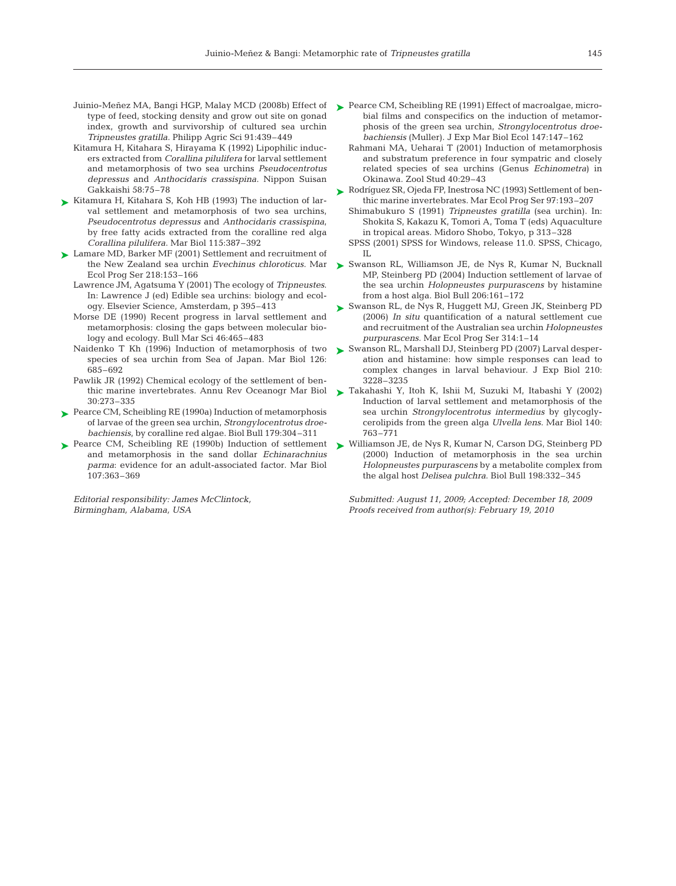Juinio-Meñez MA, Bangi HGP, Malay MCD (2008b) Effect of type of feed, stocking density and grow out site on gonad index, growth and survivorship of cultured sea urchin *Tripneustes gratilla*. Philipp Agric Sci 91:439–449

Kitamura H, Kitahara S, Hirayama K (1992) Lipophilic inducers extracted from *Corallina pilulifera* for larval settlement and metamorphosis of two sea urchins *Pseudocentrotus depressus* and *Anthocidaris crassispina*. Nippon Suisan Gakkaishi 58:75–78

Kitamura H, Kitahara S, Koh HB (1993) The induction of larval settlement and metamorphosis of two sea urchins, *Pseudocentrotus depressus* and *Anthocidaris crassispina*, by free fatty acids extracted from the coralline red alga *Corallina pilulifera*. Mar Biol 115:387–392

Lamare MD, Barker MF (2001) Settlement and recruitment of the New Zealand sea urchin *Evechinus chloroticus*. Mar Ecol Prog Ser 218:153–166

Lawrence JM, Agatsuma Y (2001) The ecology of *Tripneustes*. In: Lawrence J (ed) Edible sea urchins: biology and ecology. Elsevier Science, Amsterdam, p 395–413

Morse DE (1990) Recent progress in larval settlement and metamorphosis: closing the gaps between molecular biology and ecology. Bull Mar Sci 46:465–483

Naidenko T Kh (1996) Induction of metamorphosis of two species of sea urchin from Sea of Japan. Mar Biol 126: 685–692

Pawlik JR (1992) Chemical ecology of the settlement of benthic marine invertebrates. Annu Rev Oceanogr Mar Biol 30:273–335

Pearce CM, Scheibling RE (1990a) Induction of metamorphosis of larvae of the green sea urchin, *Strongylocentrotus droebachiensis*, by coralline red algae. Biol Bull 179:304–311

Pearce CM, Scheibling RE (1990b) Induction of settlement and metamorphosis in the sand dollar *Echinarachnius parma*: evidence for an adult-associated factor. Mar Biol 107:363–369

Pearce CM, Scheibling RE (1991) Effect of macroalgae, microbial films and conspecifics on the induction of metamorphosis of the green sea urchin, *Strongylocentrotus droebachiensis* (Muller). J Exp Mar Biol Ecol 147:147–162

Rahmani MA, Ueharai T (2001) Induction of metamorphosis and substratum preference in four sympatric and closely related species of sea urchins (Genus *Echinometra*) in Okinawa. Zool Stud 40:29–43

Rodríguez SR, Ojeda FP, Inestrosa NC (1993) Settlement of benthic marine invertebrates. Mar Ecol Prog Ser 97:193–207

Shimabukuro S (1991) *Tripneustes gratilla* (sea urchin). In: Shokita S, Kakazu K, Tomori A, Toma T (eds) Aquaculture in tropical areas. Midoro Shobo, Tokyo, p 313–328

SPSS (2001) SPSS for Windows, release 11.0. SPSS, Chicago, IL

Swanson RL, Williamson JE, de Nys R, Kumar N, Bucknall MP, Steinberg PD (2004) Induction settlement of larvae of the sea urchin *Holopneustes purpurascens* by histamine from a host alga. Biol Bull 206:161–172

Swanson RL, de Nys R, Huggett MJ, Green JK, Steinberg PD (2006) *In situ* quantification of a natural settlement cue and recruitment of the Australian sea urchin *Holopneustes purpurascens*. Mar Ecol Prog Ser 314:1–14

Swanson RL, Marshall DJ, Steinberg PD (2007) Larval desperation and histamine: how simple responses can lead to complex changes in larval behaviour. J Exp Biol 210: 3228–3235

Takahashi Y, Itoh K, Ishii M, Suzuki M, Itabashi Y (2002) Induction of larval settlement and metamorphosis of the sea urchin *Strongylocentrotus intermedius* by glycoglycerolipids from the green alga *Ulvella lens*. Mar Biol 140: 763–771

Williamson JE, de Nys R, Kumar N, Carson DG, Steinberg PD (2000) Induction of metamorphosis in the sea urchin *Holopneustes purpurascens* by a metabolite complex from the algal host *Delisea pulchra*. Biol Bull 198:332–345

*Editorial responsibility: James McClintock, Birmingham, Alabama, USA*

*Submitted: August 11, 2009; Accepted: December 18, 2009*
*Proofs received from author(s): February 19, 2010*